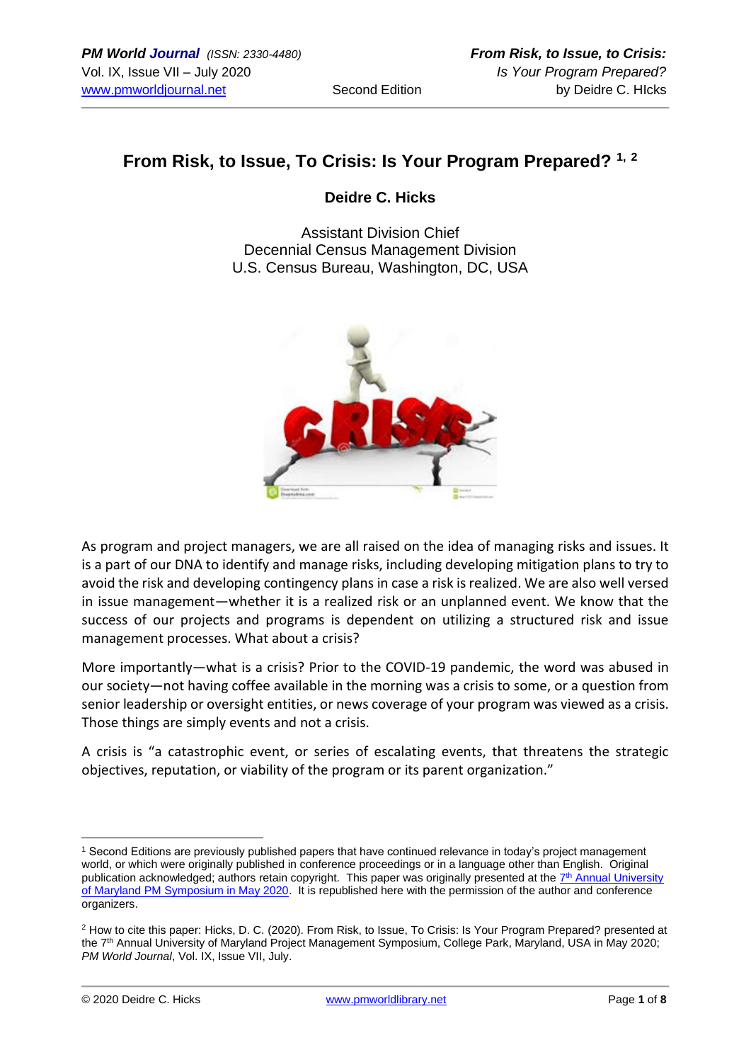# From Risk, to Issue, To Crisis: Is Your Program Prepared? [1, 2]

**Deidre C. Hicks**

Assistant Division Chief
Decennial Census Management Division
U.S. Census Bureau, Washington, DC, USA

As program and project managers, we are all raised on the idea of managing risks and issues. It is a part of our DNA to identify and manage risks, including developing mitigation plans to try to avoid the risk and developing contingency plans in case a risk is realized. We are also well versed in issue management—whether it is a realized risk or an unplanned event. We know that the success of our projects and programs is dependent on utilizing a structured risk and issue management processes. What about a crisis?

More importantly—what is a crisis? Prior to the COVID-19 pandemic, the word was abused in our society—not having coffee available in the morning was a crisis to some, or a question from senior leadership or oversight entities, or news coverage of your program was viewed as a crisis. Those things are simply events and not a crisis.

A crisis is "a catastrophic event, or series of escalating events, that threatens the strategic objectives, reputation, or viability of the program or its parent organization."

---

[1] Second Editions are previously published papers that have continued relevance in today's project management world, or which were originally published in conference proceedings or in a language other than English. Original publication acknowledged; authors retain copyright. This paper was originally presented at the 7th Annual University of Maryland PM Symposium in May 2020. It is republished here with the permission of the author and conference organizers.

[2] How to cite this paper: Hicks, D. C. (2020). From Risk, to Issue, To Crisis: Is Your Program Prepared? presented at the 7th Annual University of Maryland Project Management Symposium, College Park, Maryland, USA in May 2020; *PM World Journal*, Vol. IX, Issue VII, July.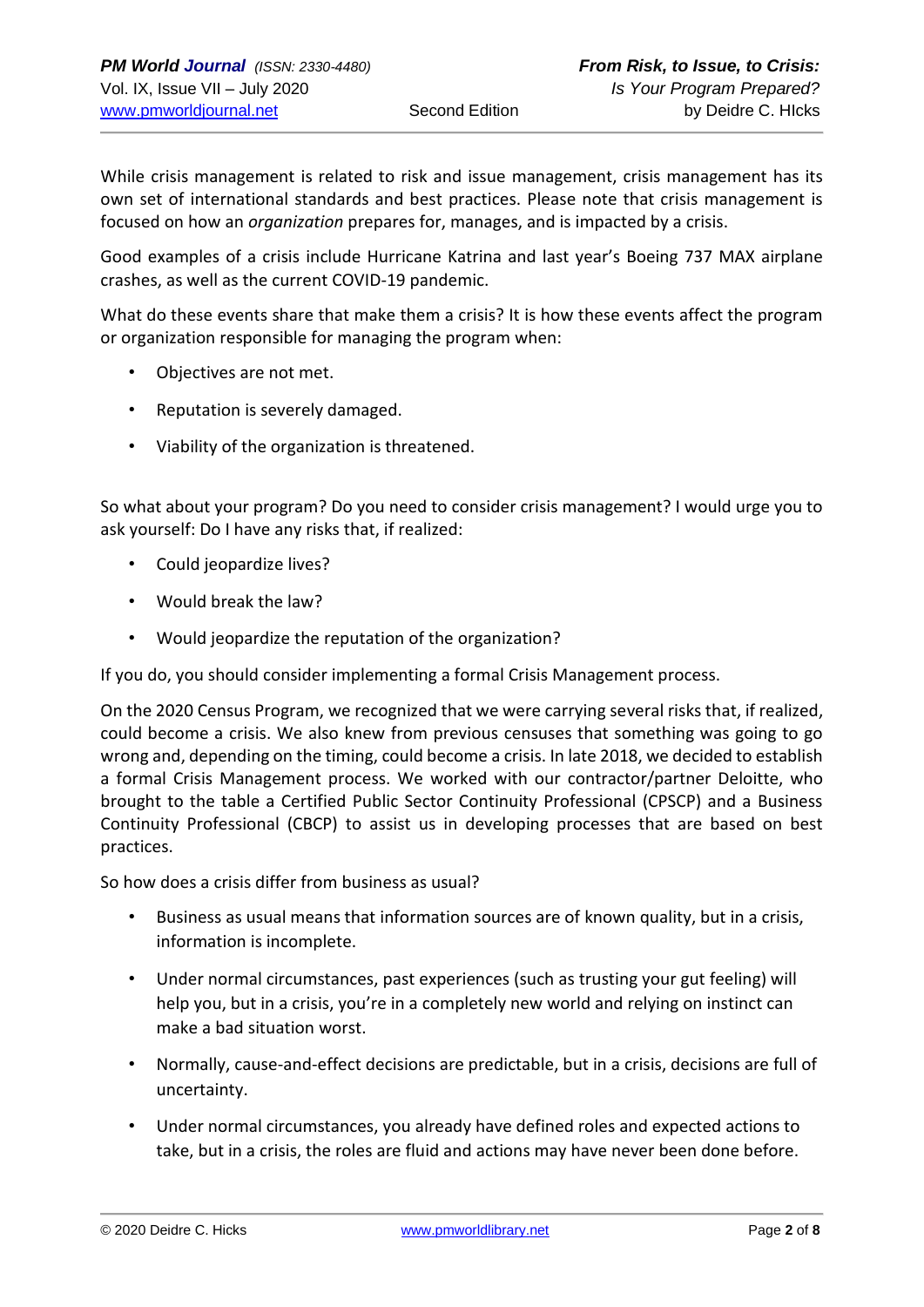While crisis management is related to risk and issue management, crisis management has its own set of international standards and best practices. Please note that crisis management is focused on how an *organization* prepares for, manages, and is impacted by a crisis.

Good examples of a crisis include Hurricane Katrina and last year's Boeing 737 MAX airplane crashes, as well as the current COVID-19 pandemic.

What do these events share that make them a crisis? It is how these events affect the program or organization responsible for managing the program when:

- Objectives are not met.
- Reputation is severely damaged.
- Viability of the organization is threatened.

So what about your program? Do you need to consider crisis management? I would urge you to ask yourself: Do I have any risks that, if realized:

- Could jeopardize lives?
- Would break the law?
- Would jeopardize the reputation of the organization?

If you do, you should consider implementing a formal Crisis Management process.

On the 2020 Census Program, we recognized that we were carrying several risks that, if realized, could become a crisis. We also knew from previous censuses that something was going to go wrong and, depending on the timing, could become a crisis. In late 2018, we decided to establish a formal Crisis Management process. We worked with our contractor/partner Deloitte, who brought to the table a Certified Public Sector Continuity Professional (CPSCP) and a Business Continuity Professional (CBCP) to assist us in developing processes that are based on best practices.

So how does a crisis differ from business as usual?

- Business as usual means that information sources are of known quality, but in a crisis, information is incomplete.
- Under normal circumstances, past experiences (such as trusting your gut feeling) will help you, but in a crisis, you're in a completely new world and relying on instinct can make a bad situation worst.
- Normally, cause-and-effect decisions are predictable, but in a crisis, decisions are full of uncertainty.
- Under normal circumstances, you already have defined roles and expected actions to take, but in a crisis, the roles are fluid and actions may have never been done before.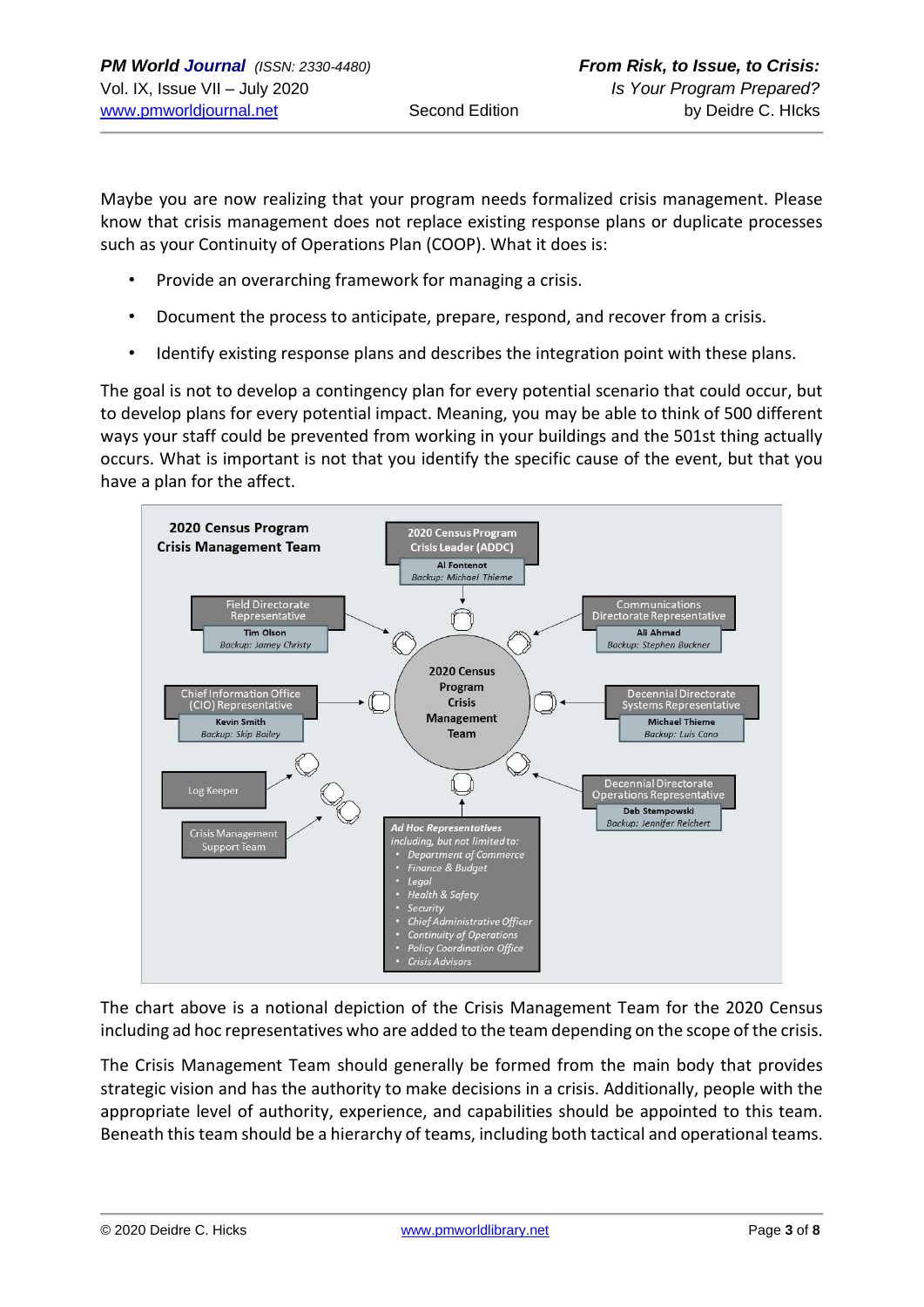Maybe you are now realizing that your program needs formalized crisis management. Please know that crisis management does not replace existing response plans or duplicate processes such as your Continuity of Operations Plan (COOP). What it does is:

- Provide an overarching framework for managing a crisis.
- Document the process to anticipate, prepare, respond, and recover from a crisis.
- Identify existing response plans and describes the integration point with these plans.

The goal is not to develop a contingency plan for every potential scenario that could occur, but to develop plans for every potential impact. Meaning, you may be able to think of 500 different ways your staff could be prevented from working in your buildings and the 501st thing actually occurs. What is important is not that you identify the specific cause of the event, but that you have a plan for the affect.

**2020 Census Program Crisis Management Team**

- **2020 Census Program Crisis Leader (ADDC)**: Al Fontenot — *Backup: Michael Thieme*
- **Field Directorate Representative**: Tim Olson — *Backup: Jamey Christy*
- **Communications Directorate Representative**: Ali Ahmad — *Backup: Stephen Buckner*
- **Chief Information Office (CIO) Representative**: Kevin Smith — *Backup: Skip Bailey*
- **Decennial Directorate Systems Representative**: Michael Thieme — *Backup: Luis Cano*
- **Decennial Directorate Operations Representative**: Deb Stempowski — *Backup: Jennifer Reichert*
- Log Keeper
- Crisis Management Support Team
- ***Ad Hoc Representatives*** *including, but not limited to:*
  - *Department of Commerce*
  - *Finance & Budget*
  - *Legal*
  - *Health & Safety*
  - *Security*
  - *Chief Administrative Officer*
  - *Continuity of Operations*
  - *Policy Coordination Office*
  - *Crisis Advisors*

The chart above is a notional depiction of the Crisis Management Team for the 2020 Census including ad hoc representatives who are added to the team depending on the scope of the crisis.

The Crisis Management Team should generally be formed from the main body that provides strategic vision and has the authority to make decisions in a crisis. Additionally, people with the appropriate level of authority, experience, and capabilities should be appointed to this team. Beneath this team should be a hierarchy of teams, including both tactical and operational teams.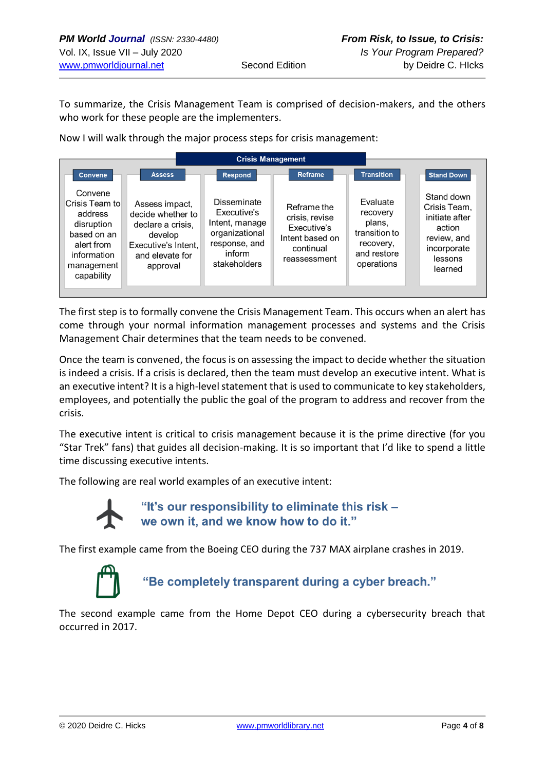To summarize, the Crisis Management Team is comprised of decision-makers, and the others who work for these people are the implementers.

Now I will walk through the major process steps for crisis management:

**Crisis Management**

| Convene | Assess | Respond | Reframe | Transition | Stand Down |
|---|---|---|---|---|---|
| Convene Crisis Team to address disruption based on an alert from information management capability | Assess impact, decide whether to declare a crisis, develop Executive's Intent, and elevate for approval | Disseminate Executive's Intent, manage organizational response, and inform stakeholders | Reframe the crisis, revise Executive's Intent based on continual reassessment | Evaluate recovery plans, transition to recovery, and restore operations | Stand down Crisis Team, initiate after action review, and incorporate lessons learned |

The first step is to formally convene the Crisis Management Team. This occurs when an alert has come through your normal information management processes and systems and the Crisis Management Chair determines that the team needs to be convened.

Once the team is convened, the focus is on assessing the impact to decide whether the situation is indeed a crisis. If a crisis is declared, then the team must develop an executive intent. What is an executive intent? It is a high-level statement that is used to communicate to key stakeholders, employees, and potentially the public the goal of the program to address and recover from the crisis.

The executive intent is critical to crisis management because it is the prime directive (for you "Star Trek" fans) that guides all decision-making. It is so important that I'd like to spend a little time discussing executive intents.

The following are real world examples of an executive intent:

> **"It's our responsibility to eliminate this risk – we own it, and we know how to do it."**

The first example came from the Boeing CEO during the 737 MAX airplane crashes in 2019.

> **"Be completely transparent during a cyber breach."**

The second example came from the Home Depot CEO during a cybersecurity breach that occurred in 2017.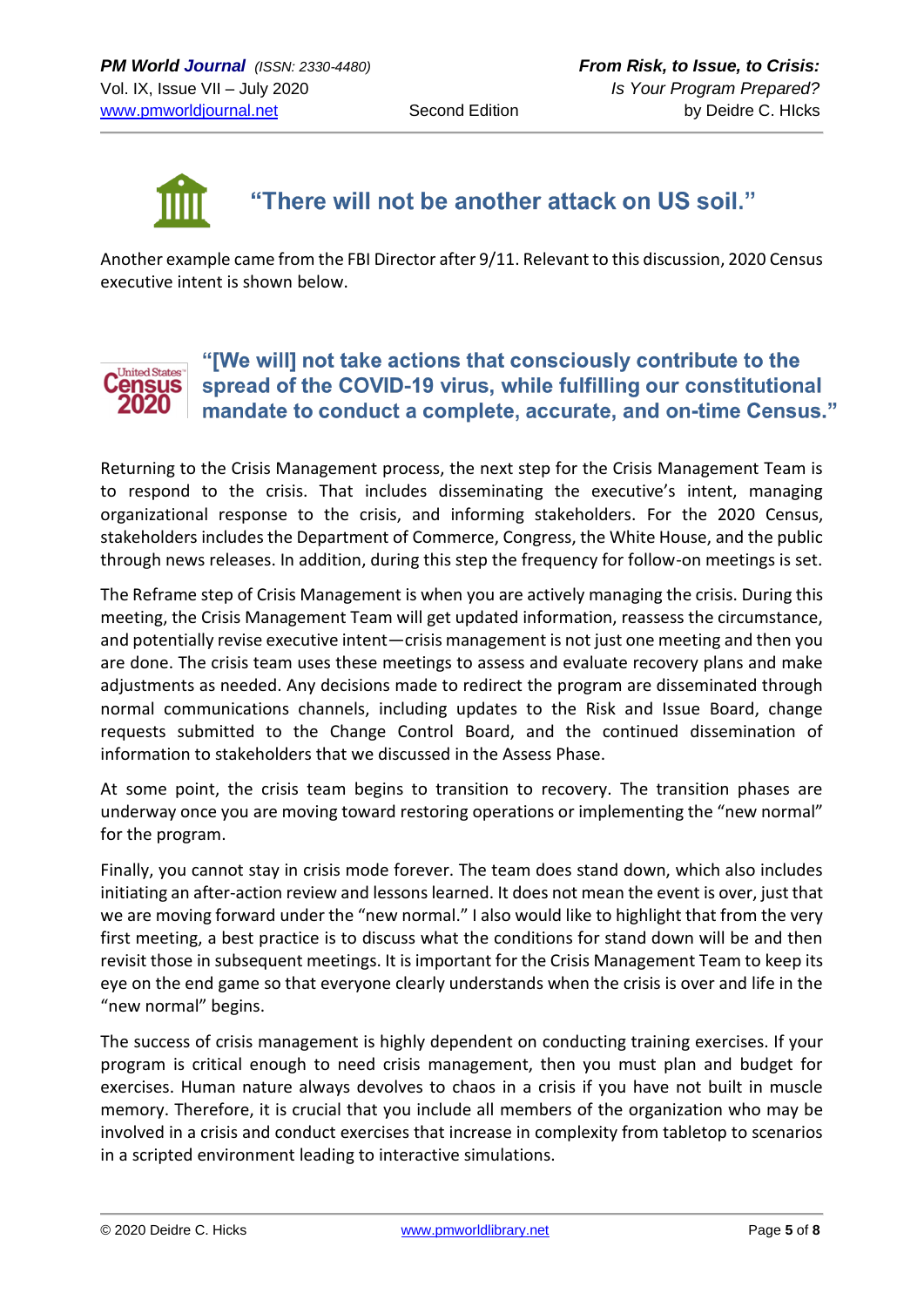**“There will not be another attack on US soil.”**

Another example came from the FBI Director after 9/11. Relevant to this discussion, 2020 Census executive intent is shown below.

**“[We will] not take actions that consciously contribute to the spread of the COVID-19 virus, while fulfilling our constitutional mandate to conduct a complete, accurate, and on-time Census.”**

Returning to the Crisis Management process, the next step for the Crisis Management Team is to respond to the crisis. That includes disseminating the executive’s intent, managing organizational response to the crisis, and informing stakeholders. For the 2020 Census, stakeholders includes the Department of Commerce, Congress, the White House, and the public through news releases. In addition, during this step the frequency for follow-on meetings is set.

The Reframe step of Crisis Management is when you are actively managing the crisis. During this meeting, the Crisis Management Team will get updated information, reassess the circumstance, and potentially revise executive intent—crisis management is not just one meeting and then you are done. The crisis team uses these meetings to assess and evaluate recovery plans and make adjustments as needed. Any decisions made to redirect the program are disseminated through normal communications channels, including updates to the Risk and Issue Board, change requests submitted to the Change Control Board, and the continued dissemination of information to stakeholders that we discussed in the Assess Phase.

At some point, the crisis team begins to transition to recovery. The transition phases are underway once you are moving toward restoring operations or implementing the “new normal” for the program.

Finally, you cannot stay in crisis mode forever. The team does stand down, which also includes initiating an after-action review and lessons learned. It does not mean the event is over, just that we are moving forward under the “new normal.” I also would like to highlight that from the very first meeting, a best practice is to discuss what the conditions for stand down will be and then revisit those in subsequent meetings. It is important for the Crisis Management Team to keep its eye on the end game so that everyone clearly understands when the crisis is over and life in the “new normal” begins.

The success of crisis management is highly dependent on conducting training exercises. If your program is critical enough to need crisis management, then you must plan and budget for exercises. Human nature always devolves to chaos in a crisis if you have not built in muscle memory. Therefore, it is crucial that you include all members of the organization who may be involved in a crisis and conduct exercises that increase in complexity from tabletop to scenarios in a scripted environment leading to interactive simulations.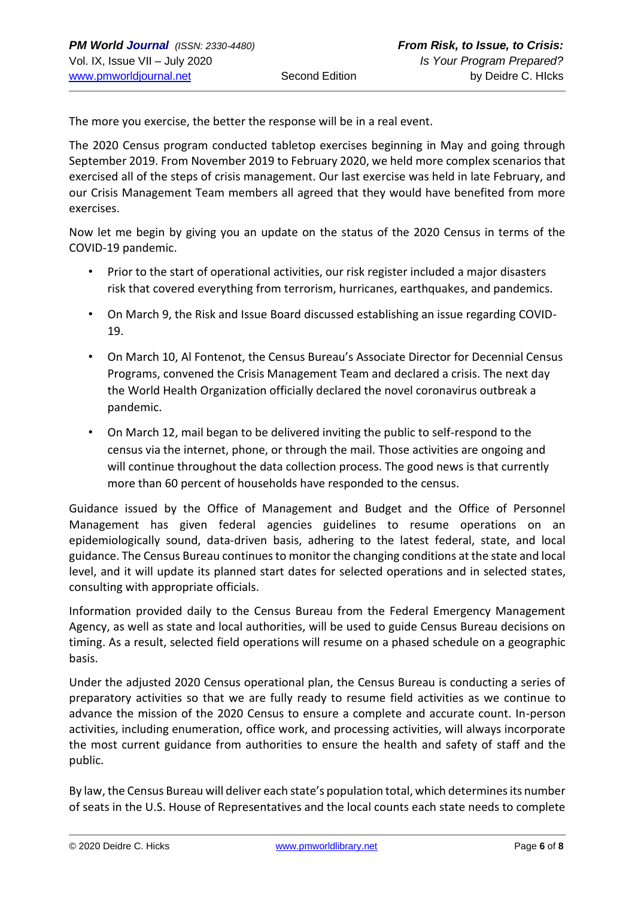The more you exercise, the better the response will be in a real event.

The 2020 Census program conducted tabletop exercises beginning in May and going through September 2019. From November 2019 to February 2020, we held more complex scenarios that exercised all of the steps of crisis management. Our last exercise was held in late February, and our Crisis Management Team members all agreed that they would have benefited from more exercises.

Now let me begin by giving you an update on the status of the 2020 Census in terms of the COVID-19 pandemic.

- Prior to the start of operational activities, our risk register included a major disasters risk that covered everything from terrorism, hurricanes, earthquakes, and pandemics.
- On March 9, the Risk and Issue Board discussed establishing an issue regarding COVID-19.
- On March 10, Al Fontenot, the Census Bureau's Associate Director for Decennial Census Programs, convened the Crisis Management Team and declared a crisis. The next day the World Health Organization officially declared the novel coronavirus outbreak a pandemic.
- On March 12, mail began to be delivered inviting the public to self-respond to the census via the internet, phone, or through the mail. Those activities are ongoing and will continue throughout the data collection process. The good news is that currently more than 60 percent of households have responded to the census.

Guidance issued by the Office of Management and Budget and the Office of Personnel Management has given federal agencies guidelines to resume operations on an epidemiologically sound, data-driven basis, adhering to the latest federal, state, and local guidance. The Census Bureau continues to monitor the changing conditions at the state and local level, and it will update its planned start dates for selected operations and in selected states, consulting with appropriate officials.

Information provided daily to the Census Bureau from the Federal Emergency Management Agency, as well as state and local authorities, will be used to guide Census Bureau decisions on timing. As a result, selected field operations will resume on a phased schedule on a geographic basis.

Under the adjusted 2020 Census operational plan, the Census Bureau is conducting a series of preparatory activities so that we are fully ready to resume field activities as we continue to advance the mission of the 2020 Census to ensure a complete and accurate count. In-person activities, including enumeration, office work, and processing activities, will always incorporate the most current guidance from authorities to ensure the health and safety of staff and the public.

By law, the Census Bureau will deliver each state's population total, which determines its number of seats in the U.S. House of Representatives and the local counts each state needs to complete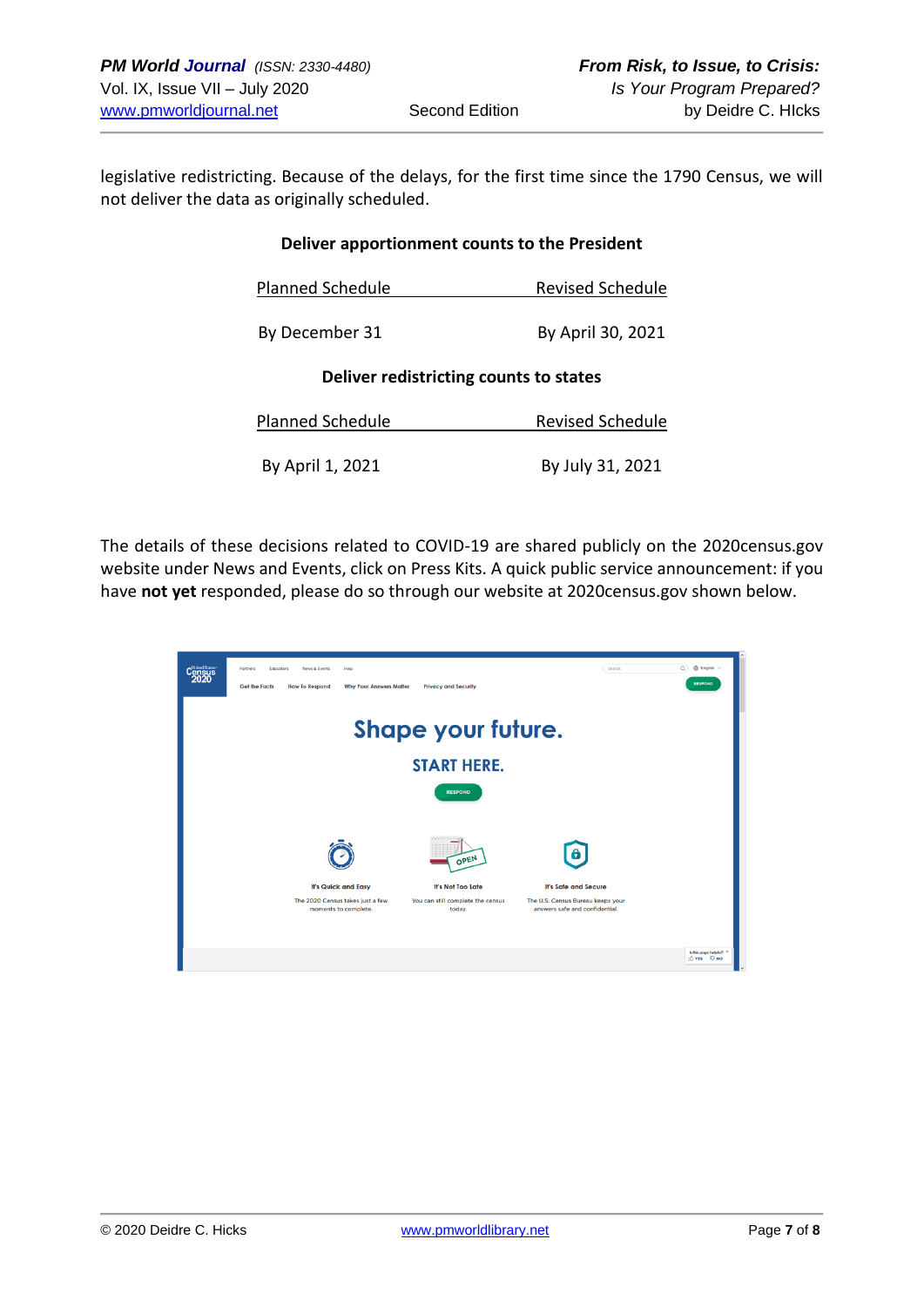legislative redistricting. Because of the delays, for the first time since the 1790 Census, we will not deliver the data as originally scheduled.

**Deliver apportionment counts to the President**

| Planned Schedule | Revised Schedule |
| --- | --- |
| By December 31 | By April 30, 2021 |

**Deliver redistricting counts to states**

| Planned Schedule | Revised Schedule |
| --- | --- |
| By April 1, 2021 | By July 31, 2021 |

The details of these decisions related to COVID-19 are shared publicly on the 2020census.gov website under News and Events, click on Press Kits. A quick public service announcement: if you have **not yet** responded, please do so through our website at 2020census.gov shown below.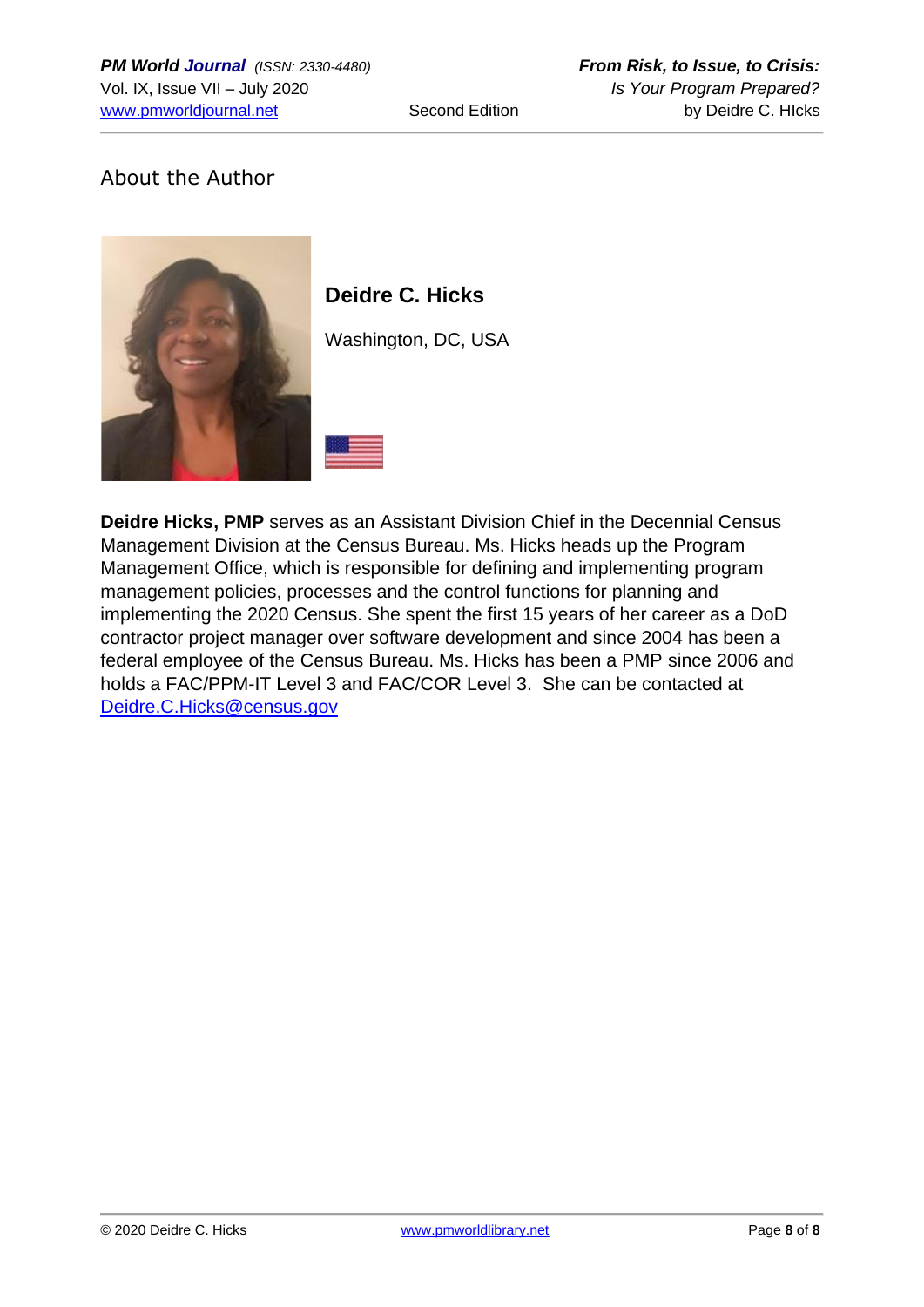## About the Author

### Deidre C. Hicks

Washington, DC, USA

**Deidre Hicks, PMP** serves as an Assistant Division Chief in the Decennial Census Management Division at the Census Bureau. Ms. Hicks heads up the Program Management Office, which is responsible for defining and implementing program management policies, processes and the control functions for planning and implementing the 2020 Census. She spent the first 15 years of her career as a DoD contractor project manager over software development and since 2004 has been a federal employee of the Census Bureau. Ms. Hicks has been a PMP since 2006 and holds a FAC/PPM-IT Level 3 and FAC/COR Level 3. She can be contacted at [Deidre.C.Hicks@census.gov](mailto:Deidre.C.Hicks@census.gov)